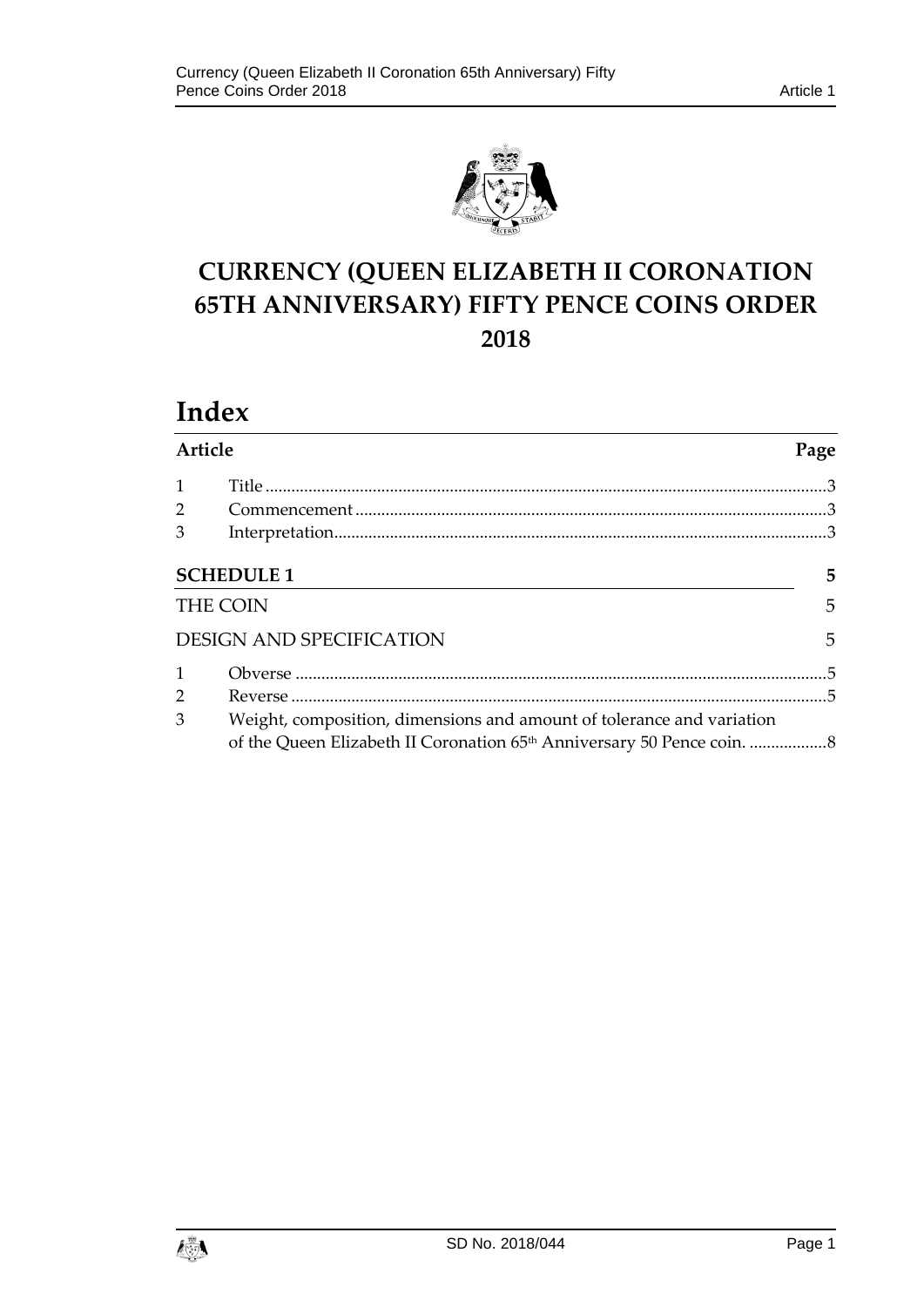# CURRENCY (QUEEN ELIZABETH II CORONATION 65TH ANNIVERSARY) FIFTY PENCE COINS ORDER 2018

## Index

| Article | | Page |
|---|---|---|
| 1 | Title | 3 |
| 2 | Commencement | 3 |
| 3 | Interpretation | 3 |
| **SCHEDULE 1** | | **5** |
| THE COIN | | 5 |
| DESIGN AND SPECIFICATION | | 5 |
| 1 | Obverse | 5 |
| 2 | Reverse | 5 |
| 3 | Weight, composition, dimensions and amount of tolerance and variation of the Queen Elizabeth II Coronation 65th Anniversary 50 Pence coin. | 8 |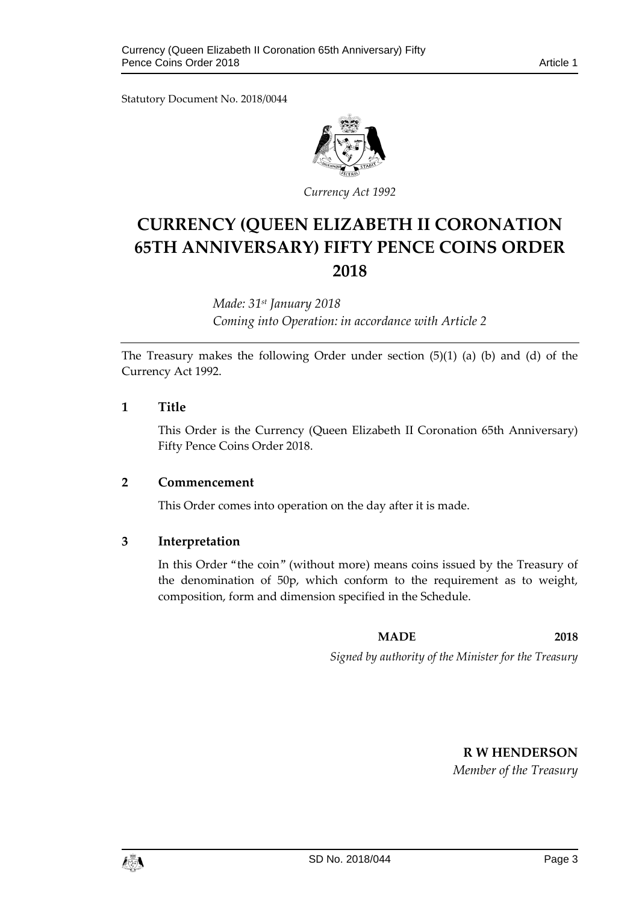Statutory Document No. 2018/0044

*Currency Act 1992*

# CURRENCY (QUEEN ELIZABETH II CORONATION 65TH ANNIVERSARY) FIFTY PENCE COINS ORDER 2018

*Made: 31st January 2018*
*Coming into Operation: in accordance with Article 2*

The Treasury makes the following Order under section (5)(1) (a) (b) and (d) of the Currency Act 1992.

## 1 Title

This Order is the Currency (Queen Elizabeth II Coronation 65th Anniversary) Fifty Pence Coins Order 2018.

## 2 Commencement

This Order comes into operation on the day after it is made.

## 3 Interpretation

In this Order "the coin" (without more) means coins issued by the Treasury of the denomination of 50p, which conform to the requirement as to weight, composition, form and dimension specified in the Schedule.

**MADE 2018**

*Signed by authority of the Minister for the Treasury*

**R W HENDERSON**
*Member of the Treasury*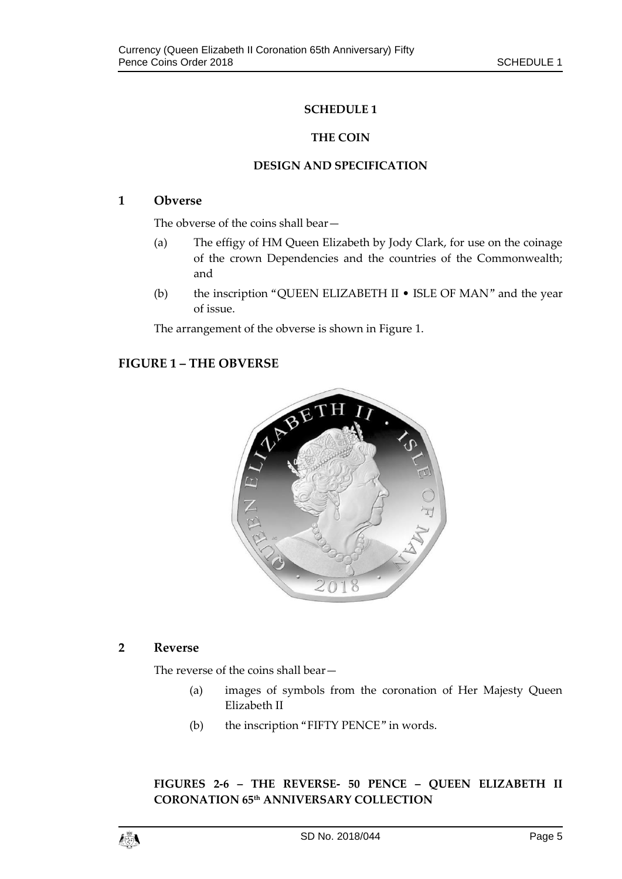## SCHEDULE 1

### THE COIN

### DESIGN AND SPECIFICATION

**1 Obverse**

The obverse of the coins shall bear—

(a) The effigy of HM Queen Elizabeth by Jody Clark, for use on the coinage of the crown Dependencies and the countries of the Commonwealth; and

(b) the inscription "QUEEN ELIZABETH II • ISLE OF MAN" and the year of issue.

The arrangement of the obverse is shown in Figure 1.

**FIGURE 1 – THE OBVERSE**

**2 Reverse**

The reverse of the coins shall bear—

(a) images of symbols from the coronation of Her Majesty Queen Elizabeth II

(b) the inscription "FIFTY PENCE" in words.

**FIGURES 2-6 – THE REVERSE- 50 PENCE – QUEEN ELIZABETH II CORONATION 65th ANNIVERSARY COLLECTION**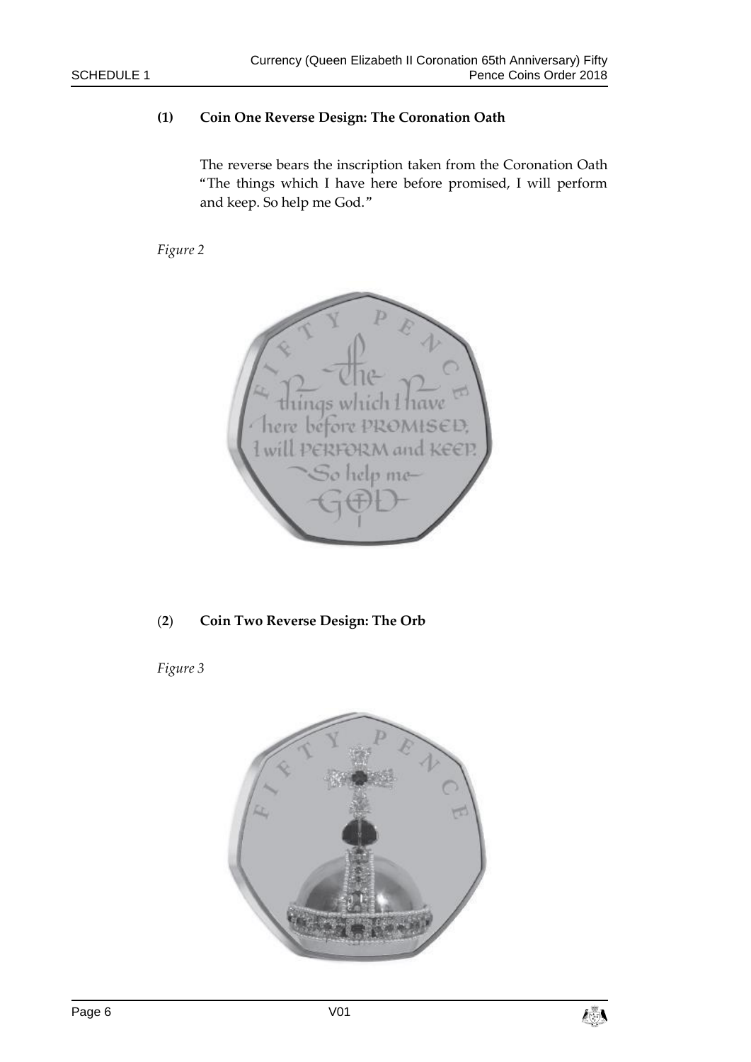**(1) Coin One Reverse Design: The Coronation Oath**

The reverse bears the inscription taken from the Coronation Oath "The things which I have here before promised, I will perform and keep. So help me God."

*Figure 2*

**(2) Coin Two Reverse Design: The Orb**

*Figure 3*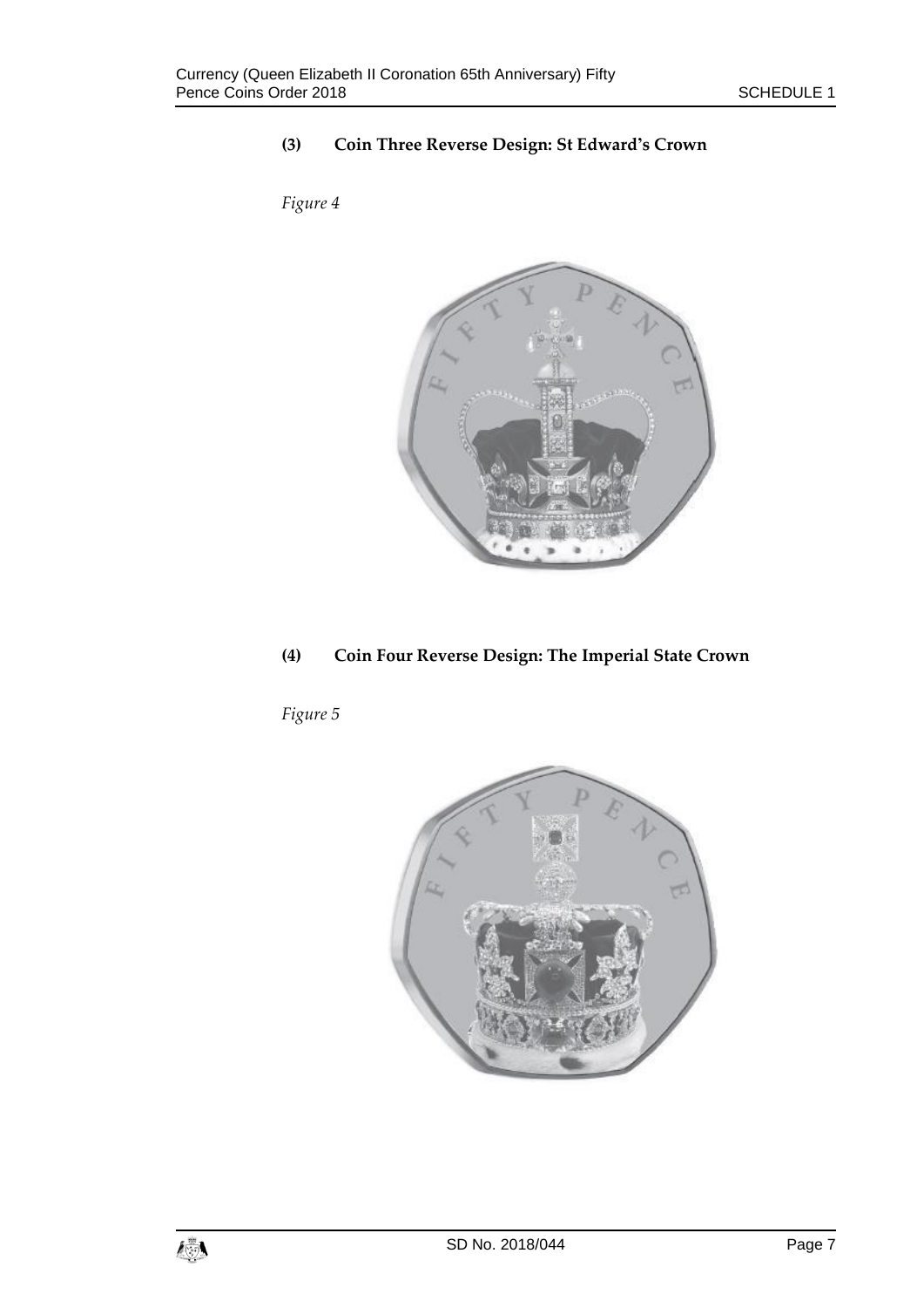**(3) Coin Three Reverse Design: St Edward's Crown**

*Figure 4*

**(4) Coin Four Reverse Design: The Imperial State Crown**

*Figure 5*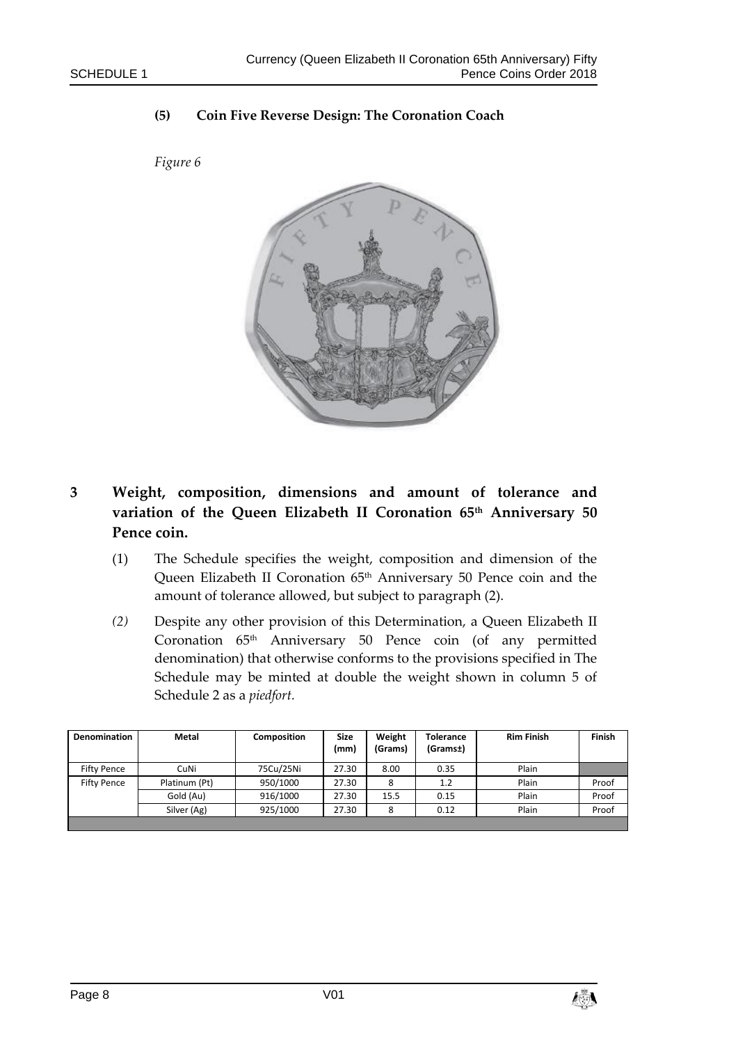**(5) Coin Five Reverse Design: The Coronation Coach**

*Figure 6*

## 3 Weight, composition, dimensions and amount of tolerance and variation of the Queen Elizabeth II Coronation 65th Anniversary 50 Pence coin.

(1) The Schedule specifies the weight, composition and dimension of the Queen Elizabeth II Coronation 65th Anniversary 50 Pence coin and the amount of tolerance allowed, but subject to paragraph (2).

*(2)* Despite any other provision of this Determination, a Queen Elizabeth II Coronation 65th Anniversary 50 Pence coin (of any permitted denomination) that otherwise conforms to the provisions specified in The Schedule may be minted at double the weight shown in column 5 of Schedule 2 as a *piedfort*.

| Denomination | Metal | Composition | Size (mm) | Weight (Grams) | Tolerance (Grams±) | Rim Finish | Finish |
|---|---|---|---|---|---|---|---|
| Fifty Pence | CuNi | 75Cu/25Ni | 27.30 | 8.00 | 0.35 | Plain | |
| Fifty Pence | Platinum (Pt) | 950/1000 | 27.30 | 8 | 1.2 | Plain | Proof |
| | Gold (Au) | 916/1000 | 27.30 | 15.5 | 0.15 | Plain | Proof |
| | Silver (Ag) | 925/1000 | 27.30 | 8 | 0.12 | Plain | Proof |